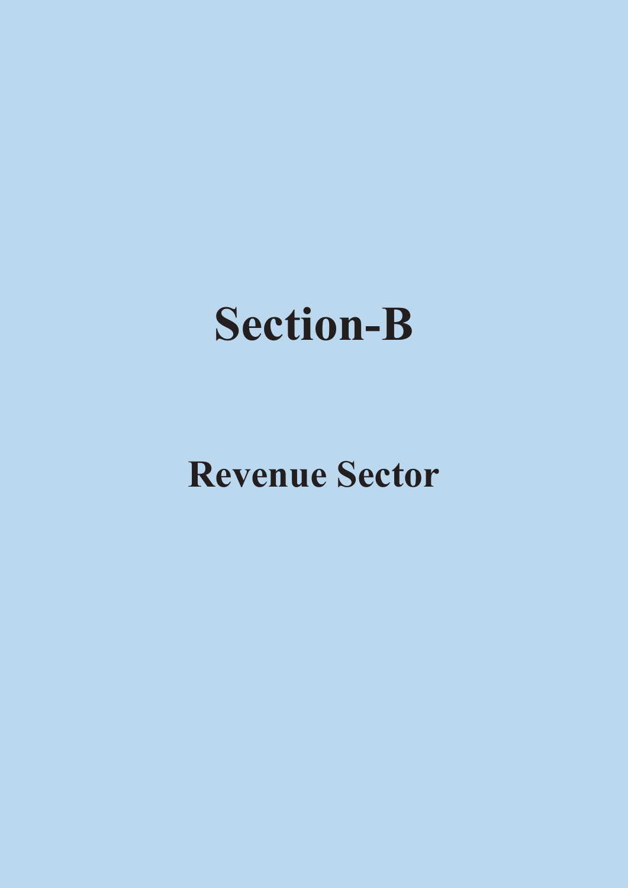# Section-B

## Revenue Sector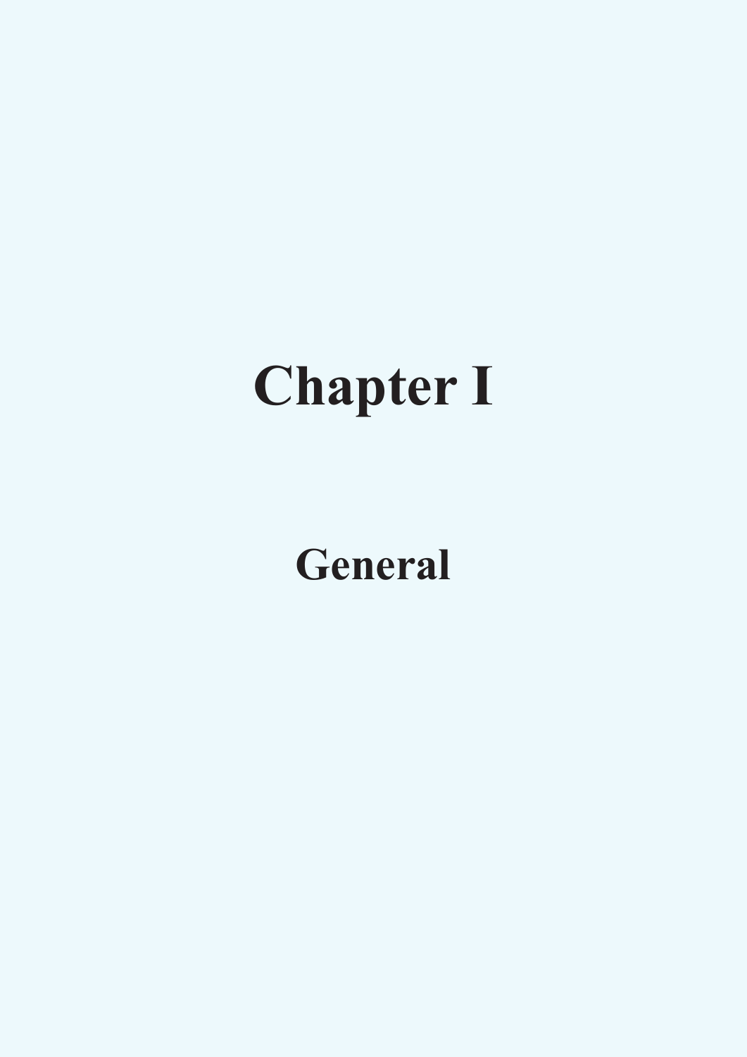# Chapter I

## General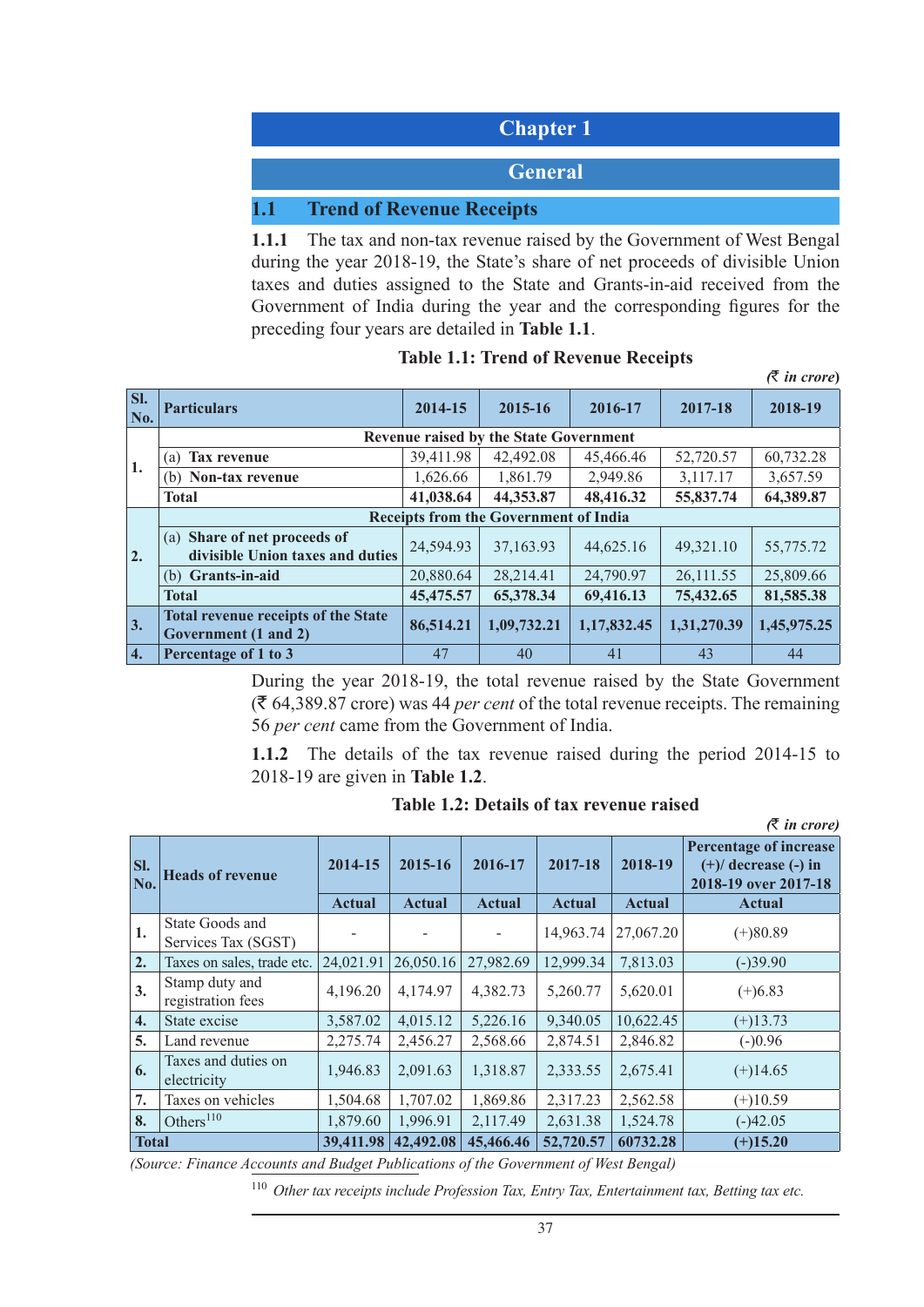# Chapter 1

# General

## 1.1 Trend of Revenue Receipts

**1.1.1** The tax and non-tax revenue raised by the Government of West Bengal during the year 2018-19, the State's share of net proceeds of divisible Union taxes and duties assigned to the State and Grants-in-aid received from the Government of India during the year and the corresponding figures for the preceding four years are detailed in **Table 1.1**.

**Table 1.1: Trend of Revenue Receipts**

*(₹ in crore)*

| Sl. No. | Particulars | 2014-15 | 2015-16 | 2016-17 | 2017-18 | 2018-19 |
|---|---|---|---|---|---|---|
| 1. | **Revenue raised by the State Government** | | | | | |
| | (a) **Tax revenue** | 39,411.98 | 42,492.08 | 45,466.46 | 52,720.57 | 60,732.28 |
| | (b) **Non-tax revenue** | 1,626.66 | 1,861.79 | 2,949.86 | 3,117.17 | 3,657.59 |
| | **Total** | **41,038.64** | **44,353.87** | **48,416.32** | **55,837.74** | **64,389.87** |
| 2. | **Receipts from the Government of India** | | | | | |
| | (a) **Share of net proceeds of divisible Union taxes and duties** | 24,594.93 | 37,163.93 | 44,625.16 | 49,321.10 | 55,775.72 |
| | (b) **Grants-in-aid** | 20,880.64 | 28,214.41 | 24,790.97 | 26,111.55 | 25,809.66 |
| | **Total** | **45,475.57** | **65,378.34** | **69,416.13** | **75,432.65** | **81,585.38** |
| 3. | **Total revenue receipts of the State Government (1 and 2)** | **86,514.21** | **1,09,732.21** | **1,17,832.45** | **1,31,270.39** | **1,45,975.25** |
| 4. | **Percentage of 1 to 3** | 47 | 40 | 41 | 43 | 44 |

During the year 2018-19, the total revenue raised by the State Government (₹ 64,389.87 crore) was 44 *per cent* of the total revenue receipts. The remaining 56 *per cent* came from the Government of India.

**1.1.2** The details of the tax revenue raised during the period 2014-15 to 2018-19 are given in **Table 1.2**.

**Table 1.2: Details of tax revenue raised**

*(₹ in crore)*

| Sl. No. | Heads of revenue | 2014-15 | 2015-16 | 2016-17 | 2017-18 | 2018-19 | Percentage of increase (+)/ decrease (-) in 2018-19 over 2017-18 |
|---|---|---|---|---|---|---|---|
| | | Actual | Actual | Actual | Actual | Actual | Actual |
| 1. | State Goods and Services Tax (SGST) | - | - | - | 14,963.74 | 27,067.20 | (+)80.89 |
| 2. | Taxes on sales, trade etc. | 24,021.91 | 26,050.16 | 27,982.69 | 12,999.34 | 7,813.03 | (-)39.90 |
| 3. | Stamp duty and registration fees | 4,196.20 | 4,174.97 | 4,382.73 | 5,260.77 | 5,620.01 | (+)6.83 |
| 4. | State excise | 3,587.02 | 4,015.12 | 5,226.16 | 9,340.05 | 10,622.45 | (+)13.73 |
| 5. | Land revenue | 2,275.74 | 2,456.27 | 2,568.66 | 2,874.51 | 2,846.82 | (-)0.96 |
| 6. | Taxes and duties on electricity | 1,946.83 | 2,091.63 | 1,318.87 | 2,333.55 | 2,675.41 | (+)14.65 |
| 7. | Taxes on vehicles | 1,504.68 | 1,707.02 | 1,869.86 | 2,317.23 | 2,562.58 | (+)10.59 |
| 8. | Others[110] | 1,879.60 | 1,996.91 | 2,117.49 | 2,631.38 | 1,524.78 | (-)42.05 |
| **Total** | | **39,411.98** | **42,492.08** | **45,466.46** | **52,720.57** | **60732.28** | **(+)15.20** |

*(Source: Finance Accounts and Budget Publications of the Government of West Bengal)*

[110] *Other tax receipts include Profession Tax, Entry Tax, Entertainment tax, Betting tax etc.*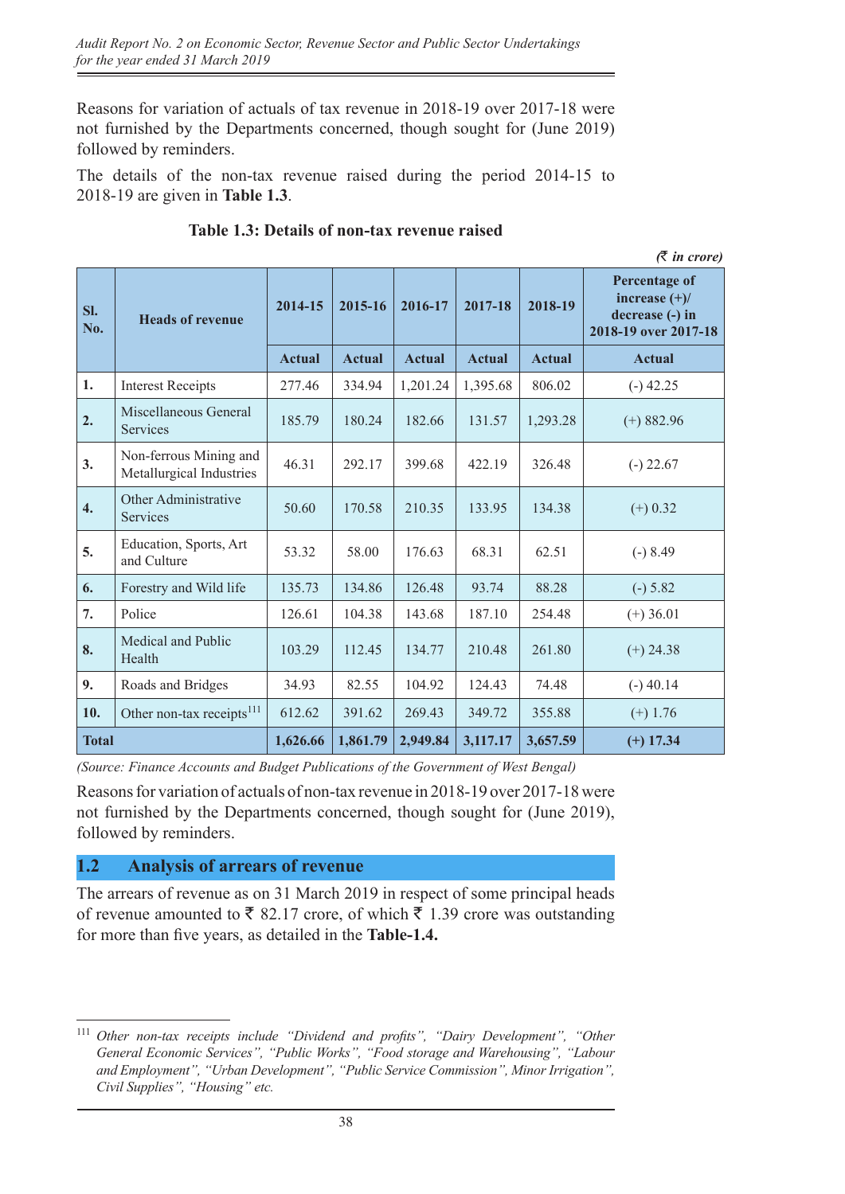Reasons for variation of actuals of tax revenue in 2018-19 over 2017-18 were not furnished by the Departments concerned, though sought for (June 2019) followed by reminders.

The details of the non-tax revenue raised during the period 2014-15 to 2018-19 are given in **Table 1.3**.

**Table 1.3: Details of non-tax revenue raised**

*(₹ in crore)*

| Sl. No. | Heads of revenue | 2014-15 | 2015-16 | 2016-17 | 2017-18 | 2018-19 | Percentage of increase (+)/ decrease (-) in 2018-19 over 2017-18 |
|---|---|---|---|---|---|---|---|
| | | Actual | Actual | Actual | Actual | Actual | Actual |
| **1.** | Interest Receipts | 277.46 | 334.94 | 1,201.24 | 1,395.68 | 806.02 | (-) 42.25 |
| **2.** | Miscellaneous General Services | 185.79 | 180.24 | 182.66 | 131.57 | 1,293.28 | (+) 882.96 |
| **3.** | Non-ferrous Mining and Metallurgical Industries | 46.31 | 292.17 | 399.68 | 422.19 | 326.48 | (-) 22.67 |
| **4.** | Other Administrative Services | 50.60 | 170.58 | 210.35 | 133.95 | 134.38 | (+) 0.32 |
| **5.** | Education, Sports, Art and Culture | 53.32 | 58.00 | 176.63 | 68.31 | 62.51 | (-) 8.49 |
| **6.** | Forestry and Wild life | 135.73 | 134.86 | 126.48 | 93.74 | 88.28 | (-) 5.82 |
| **7.** | Police | 126.61 | 104.38 | 143.68 | 187.10 | 254.48 | (+) 36.01 |
| **8.** | Medical and Public Health | 103.29 | 112.45 | 134.77 | 210.48 | 261.80 | (+) 24.38 |
| **9.** | Roads and Bridges | 34.93 | 82.55 | 104.92 | 124.43 | 74.48 | (-) 40.14 |
| **10.** | Other non-tax receipts[111] | 612.62 | 391.62 | 269.43 | 349.72 | 355.88 | (+) 1.76 |
| **Total** | | **1,626.66** | **1,861.79** | **2,949.84** | **3,117.17** | **3,657.59** | **(+) 17.34** |

*(Source: Finance Accounts and Budget Publications of the Government of West Bengal)*

Reasons for variation of actuals of non-tax revenue in 2018-19 over 2017-18 were not furnished by the Departments concerned, though sought for (June 2019), followed by reminders.

## 1.2 Analysis of arrears of revenue

The arrears of revenue as on 31 March 2019 in respect of some principal heads of revenue amounted to ₹ 82.17 crore, of which ₹ 1.39 crore was outstanding for more than five years, as detailed in the **Table-1.4.**

---

[111] *Other non-tax receipts include "Dividend and profits", "Dairy Development", "Other General Economic Services", "Public Works", "Food storage and Warehousing", "Labour and Employment", "Urban Development", "Public Service Commission", Minor Irrigation", Civil Supplies", "Housing" etc.*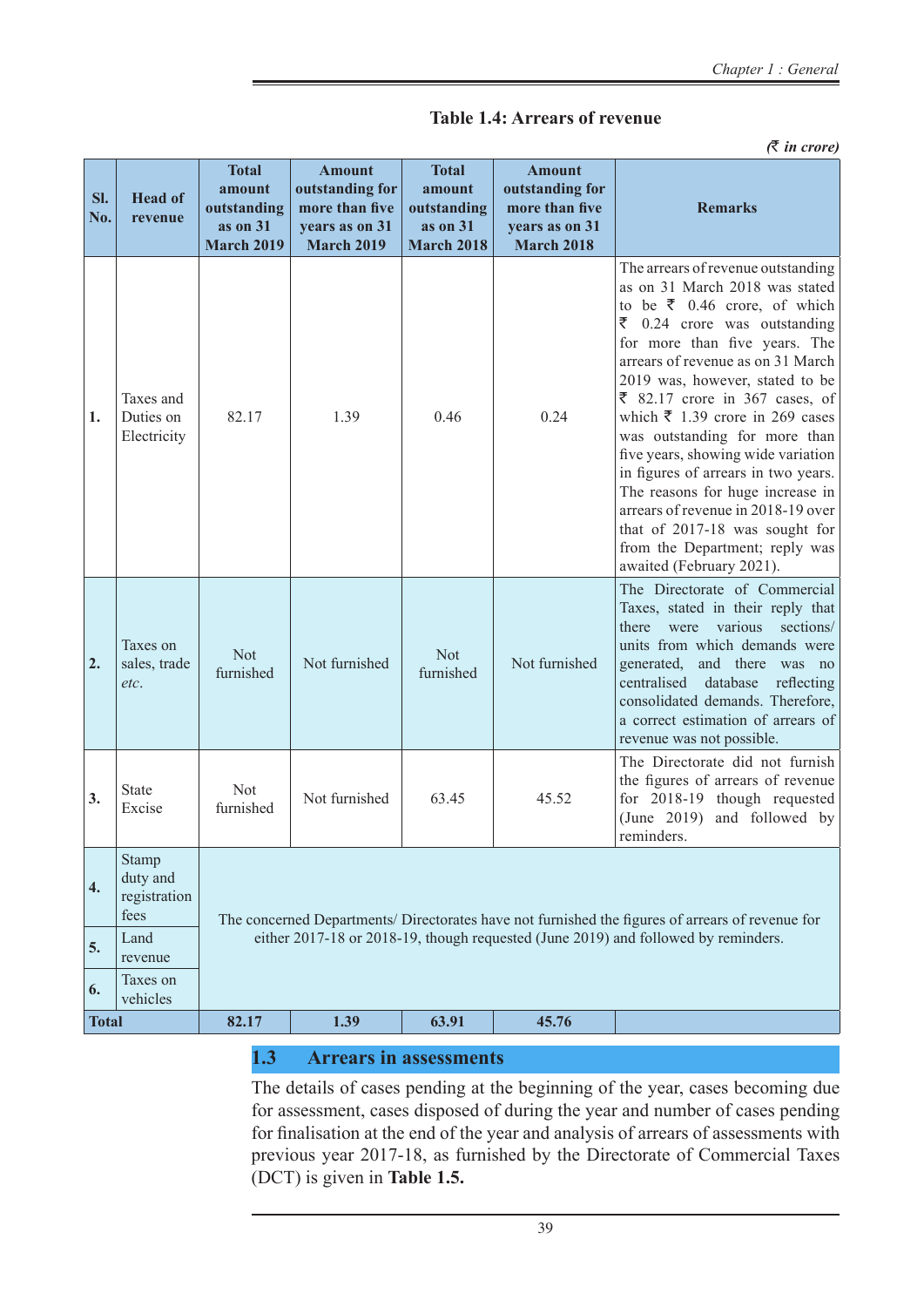**Table 1.4: Arrears of revenue**

*(₹ in crore)*

| Sl. No. | Head of revenue | Total amount outstanding as on 31 March 2019 | Amount outstanding for more than five years as on 31 March 2019 | Total amount outstanding as on 31 March 2018 | Amount outstanding for more than five years as on 31 March 2018 | Remarks |
|---|---|---|---|---|---|---|
| **1.** | Taxes and Duties on Electricity | 82.17 | 1.39 | 0.46 | 0.24 | The arrears of revenue outstanding as on 31 March 2018 was stated to be ₹ 0.46 crore, of which ₹ 0.24 crore was outstanding for more than five years. The arrears of revenue as on 31 March 2019 was, however, stated to be ₹ 82.17 crore in 367 cases, of which ₹ 1.39 crore in 269 cases was outstanding for more than five years, showing wide variation in figures of arrears in two years. The reasons for huge increase in arrears of revenue in 2018-19 over that of 2017-18 was sought for from the Department; reply was awaited (February 2021). |
| **2.** | Taxes on sales, trade *etc*. | Not furnished | Not furnished | Not furnished | Not furnished | The Directorate of Commercial Taxes, stated in their reply that there were various sections/ units from which demands were generated, and there was no centralised database reflecting consolidated demands. Therefore, a correct estimation of arrears of revenue was not possible. |
| **3.** | State Excise | Not furnished | Not furnished | 63.45 | 45.52 | The Directorate did not furnish the figures of arrears of revenue for 2018-19 though requested (June 2019) and followed by reminders. |
| **4.** | Stamp duty and registration fees | The concerned Departments/ Directorates have not furnished the figures of arrears of revenue for either 2017-18 or 2018-19, though requested (June 2019) and followed by reminders. | | | | |
| **5.** | Land revenue | | | | | |
| **6.** | Taxes on vehicles | | | | | |
| **Total** | | **82.17** | **1.39** | **63.91** | **45.76** | |

## 1.3 Arrears in assessments

The details of cases pending at the beginning of the year, cases becoming due for assessment, cases disposed of during the year and number of cases pending for finalisation at the end of the year and analysis of arrears of assessments with previous year 2017-18, as furnished by the Directorate of Commercial Taxes (DCT) is given in **Table 1.5.**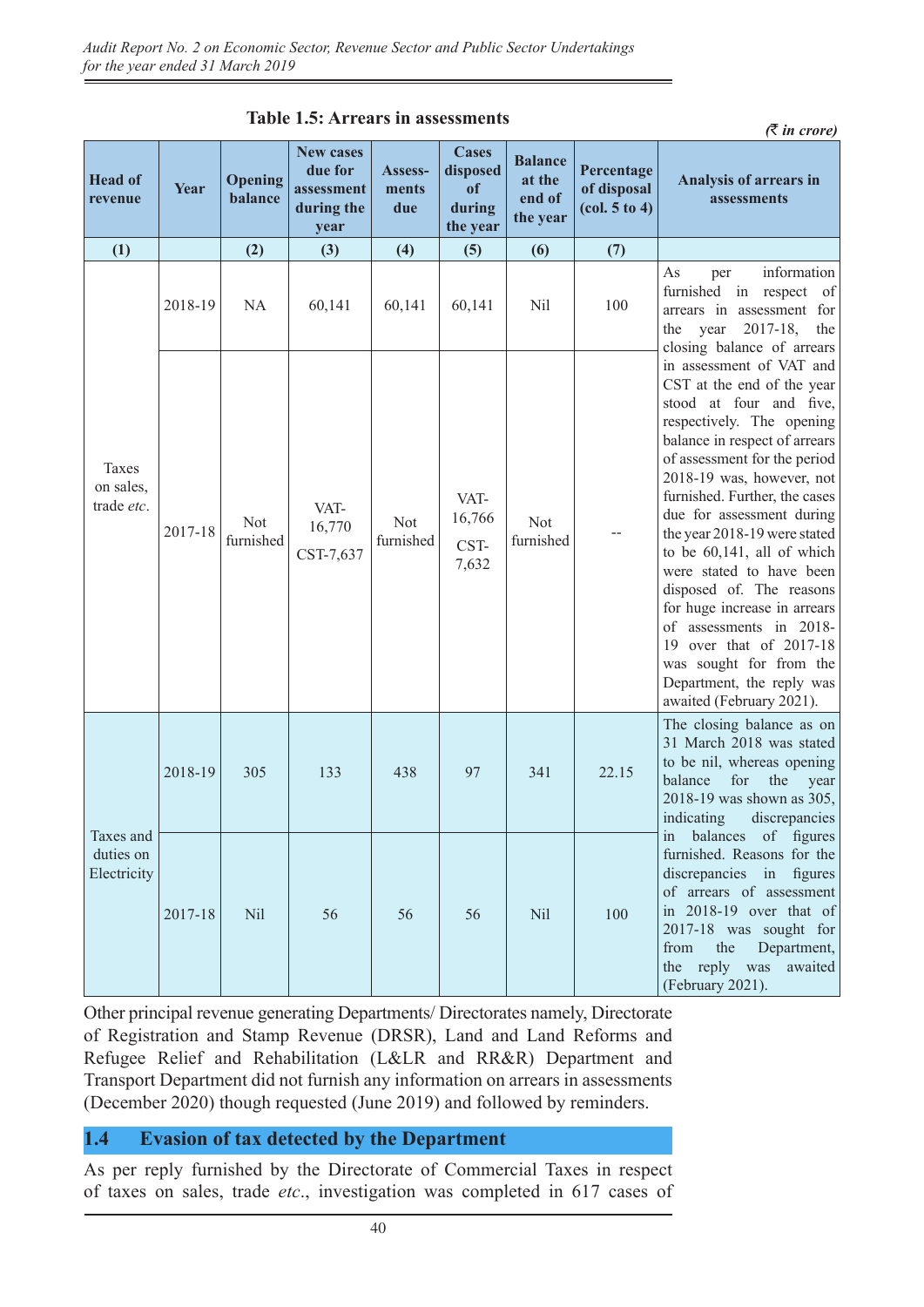**Table 1.5: Arrears in assessments**

*(₹ in crore)*

| Head of revenue | Year | Opening balance | New cases due for assessment during the year | Assess-ments due | Cases disposed of during the year | Balance at the end of the year | Percentage of disposal (col. 5 to 4) | Analysis of arrears in assessments |
|---|---|---|---|---|---|---|---|---|
| (1) | | (2) | (3) | (4) | (5) | (6) | (7) | |
| Taxes on sales, trade *etc*. | 2018-19 | NA | 60,141 | 60,141 | 60,141 | Nil | 100 | As per information furnished in respect of arrears in assessment for the year 2017-18, the closing balance of arrears in assessment of VAT and CST at the end of the year stood at four and five, respectively. The opening balance in respect of arrears of assessment for the period 2018-19 was, however, not furnished. Further, the cases due for assessment during the year 2018-19 were stated to be 60,141, all of which were stated to have been disposed of. The reasons for huge increase in arrears of assessments in 2018-19 over that of 2017-18 was sought for from the Department, the reply was awaited (February 2021). |
| | 2017-18 | Not furnished | VAT-16,770 CST-7,637 | Not furnished | VAT-16,766 CST-7,632 | Not furnished | -- | |
| Taxes and duties on Electricity | 2018-19 | 305 | 133 | 438 | 97 | 341 | 22.15 | The closing balance as on 31 March 2018 was stated to be nil, whereas opening balance for the year 2018-19 was shown as 305, indicating discrepancies in balances of figures furnished. Reasons for the discrepancies in figures of arrears of assessment in 2018-19 over that of 2017-18 was sought for from the Department, the reply was awaited (February 2021). |
| | 2017-18 | Nil | 56 | 56 | 56 | Nil | 100 | |

Other principal revenue generating Departments/ Directorates namely, Directorate of Registration and Stamp Revenue (DRSR), Land and Land Reforms and Refugee Relief and Rehabilitation (L&LR and RR&R) Department and Transport Department did not furnish any information on arrears in assessments (December 2020) though requested (June 2019) and followed by reminders.

## 1.4 Evasion of tax detected by the Department

As per reply furnished by the Directorate of Commercial Taxes in respect of taxes on sales, trade *etc*., investigation was completed in 617 cases of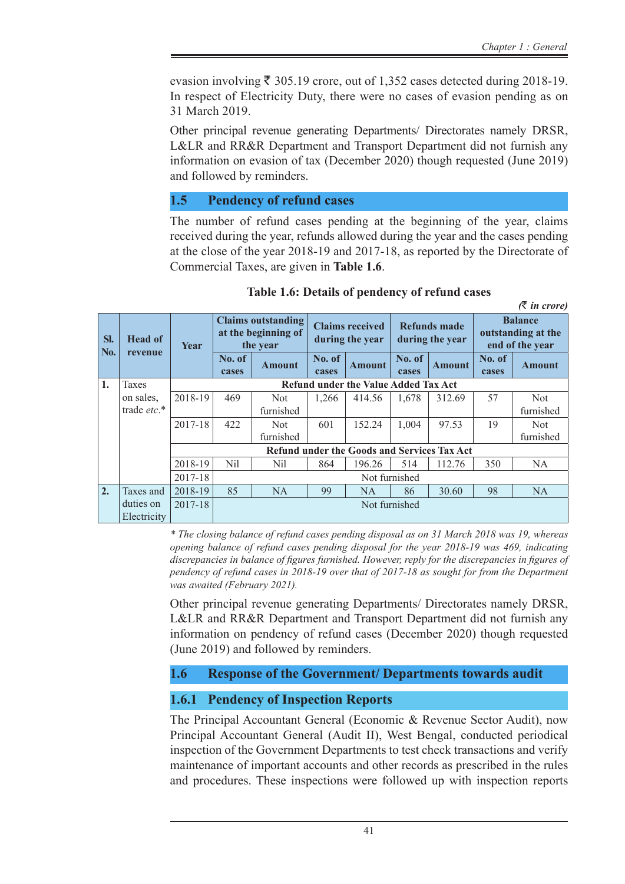evasion involving ₹ 305.19 crore, out of 1,352 cases detected during 2018-19. In respect of Electricity Duty, there were no cases of evasion pending as on 31 March 2019.

Other principal revenue generating Departments/ Directorates namely DRSR, L&LR and RR&R Department and Transport Department did not furnish any information on evasion of tax (December 2020) though requested (June 2019) and followed by reminders.

## 1.5 Pendency of refund cases

The number of refund cases pending at the beginning of the year, claims received during the year, refunds allowed during the year and the cases pending at the close of the year 2018-19 and 2017-18, as reported by the Directorate of Commercial Taxes, are given in **Table 1.6**.

**Table 1.6: Details of pendency of refund cases**

*(₹ in crore)*

| Sl. No. | Head of revenue | Year | Claims outstanding at the beginning of the year | | Claims received during the year | | Refunds made during the year | | Balance outstanding at the end of the year | |
|---|---|---|---|---|---|---|---|---|---|---|
| | | | No. of cases | Amount | No. of cases | Amount | No. of cases | Amount | No. of cases | Amount |
| 1. | Taxes on sales, trade *etc.*\* | | **Refund under the Value Added Tax Act** | | | | | | | |
| | | 2018-19 | 469 | Not furnished | 1,266 | 414.56 | 1,678 | 312.69 | 57 | Not furnished |
| | | 2017-18 | 422 | Not furnished | 601 | 152.24 | 1,004 | 97.53 | 19 | Not furnished |
| | | | **Refund under the Goods and Services Tax Act** | | | | | | | |
| | | 2018-19 | Nil | Nil | 864 | 196.26 | 514 | 112.76 | 350 | NA |
| | | 2017-18 | Not furnished | | | | | | | |
| 2. | Taxes and duties on Electricity | 2018-19 | 85 | NA | 99 | NA | 86 | 30.60 | 98 | NA |
| | | 2017-18 | Not furnished | | | | | | | |

*\* The closing balance of refund cases pending disposal as on 31 March 2018 was 19, whereas opening balance of refund cases pending disposal for the year 2018-19 was 469, indicating discrepancies in balance of figures furnished. However, reply for the discrepancies in figures of pendency of refund cases in 2018-19 over that of 2017-18 as sought for from the Department was awaited (February 2021).*

Other principal revenue generating Departments/ Directorates namely DRSR, L&LR and RR&R Department and Transport Department did not furnish any information on pendency of refund cases (December 2020) though requested (June 2019) and followed by reminders.

## 1.6 Response of the Government/ Departments towards audit

### 1.6.1 Pendency of Inspection Reports

The Principal Accountant General (Economic & Revenue Sector Audit), now Principal Accountant General (Audit II), West Bengal, conducted periodical inspection of the Government Departments to test check transactions and verify maintenance of important accounts and other records as prescribed in the rules and procedures. These inspections were followed up with inspection reports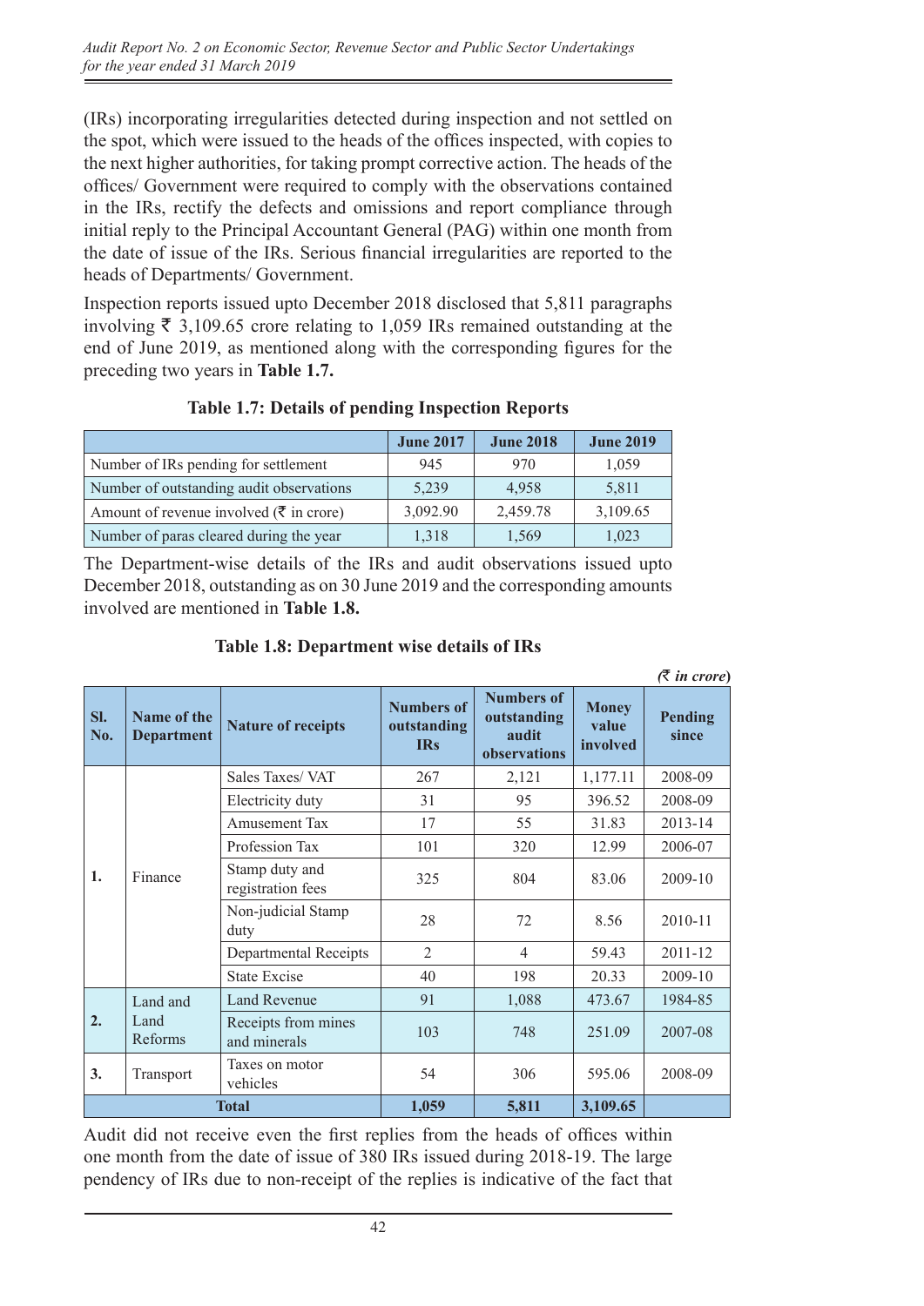(IRs) incorporating irregularities detected during inspection and not settled on the spot, which were issued to the heads of the offices inspected, with copies to the next higher authorities, for taking prompt corrective action. The heads of the offices/ Government were required to comply with the observations contained in the IRs, rectify the defects and omissions and report compliance through initial reply to the Principal Accountant General (PAG) within one month from the date of issue of the IRs. Serious financial irregularities are reported to the heads of Departments/ Government.

Inspection reports issued upto December 2018 disclosed that 5,811 paragraphs involving ₹ 3,109.65 crore relating to 1,059 IRs remained outstanding at the end of June 2019, as mentioned along with the corresponding figures for the preceding two years in **Table 1.7.**

**Table 1.7: Details of pending Inspection Reports**

| | June 2017 | June 2018 | June 2019 |
|---|---|---|---|
| Number of IRs pending for settlement | 945 | 970 | 1,059 |
| Number of outstanding audit observations | 5,239 | 4,958 | 5,811 |
| Amount of revenue involved (₹ in crore) | 3,092.90 | 2,459.78 | 3,109.65 |
| Number of paras cleared during the year | 1,318 | 1,569 | 1,023 |

The Department-wise details of the IRs and audit observations issued upto December 2018, outstanding as on 30 June 2019 and the corresponding amounts involved are mentioned in **Table 1.8.**

**Table 1.8: Department wise details of IRs**

*(₹ in crore)*

| Sl. No. | Name of the Department | Nature of receipts | Numbers of outstanding IRs | Numbers of outstanding audit observations | Money value involved | Pending since |
|---|---|---|---|---|---|---|
| 1. | Finance | Sales Taxes/ VAT | 267 | 2,121 | 1,177.11 | 2008-09 |
| | | Electricity duty | 31 | 95 | 396.52 | 2008-09 |
| | | Amusement Tax | 17 | 55 | 31.83 | 2013-14 |
| | | Profession Tax | 101 | 320 | 12.99 | 2006-07 |
| | | Stamp duty and registration fees | 325 | 804 | 83.06 | 2009-10 |
| | | Non-judicial Stamp duty | 28 | 72 | 8.56 | 2010-11 |
| | | Departmental Receipts | 2 | 4 | 59.43 | 2011-12 |
| | | State Excise | 40 | 198 | 20.33 | 2009-10 |
| 2. | Land and Land Reforms | Land Revenue | 91 | 1,088 | 473.67 | 1984-85 |
| | | Receipts from mines and minerals | 103 | 748 | 251.09 | 2007-08 |
| 3. | Transport | Taxes on motor vehicles | 54 | 306 | 595.06 | 2008-09 |
| **Total** | | | **1,059** | **5,811** | **3,109.65** | |

Audit did not receive even the first replies from the heads of offices within one month from the date of issue of 380 IRs issued during 2018-19. The large pendency of IRs due to non-receipt of the replies is indicative of the fact that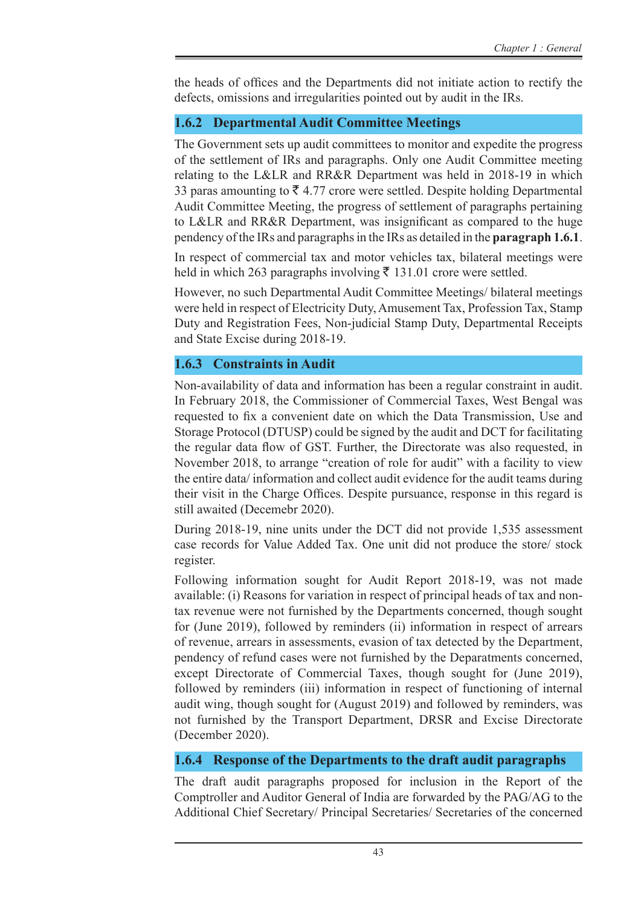the heads of offices and the Departments did not initiate action to rectify the defects, omissions and irregularities pointed out by audit in the IRs.

### 1.6.2 Departmental Audit Committee Meetings

The Government sets up audit committees to monitor and expedite the progress of the settlement of IRs and paragraphs. Only one Audit Committee meeting relating to the L&LR and RR&R Department was held in 2018-19 in which 33 paras amounting to ₹ 4.77 crore were settled. Despite holding Departmental Audit Committee Meeting, the progress of settlement of paragraphs pertaining to L&LR and RR&R Department, was insignificant as compared to the huge pendency of the IRs and paragraphs in the IRs as detailed in the **paragraph 1.6.1**.

In respect of commercial tax and motor vehicles tax, bilateral meetings were held in which 263 paragraphs involving ₹ 131.01 crore were settled.

However, no such Departmental Audit Committee Meetings/ bilateral meetings were held in respect of Electricity Duty, Amusement Tax, Profession Tax, Stamp Duty and Registration Fees, Non-judicial Stamp Duty, Departmental Receipts and State Excise during 2018-19.

### 1.6.3 Constraints in Audit

Non-availability of data and information has been a regular constraint in audit. In February 2018, the Commissioner of Commercial Taxes, West Bengal was requested to fix a convenient date on which the Data Transmission, Use and Storage Protocol (DTUSP) could be signed by the audit and DCT for facilitating the regular data flow of GST. Further, the Directorate was also requested, in November 2018, to arrange "creation of role for audit" with a facility to view the entire data/ information and collect audit evidence for the audit teams during their visit in the Charge Offices. Despite pursuance, response in this regard is still awaited (Decemebr 2020).

During 2018-19, nine units under the DCT did not provide 1,535 assessment case records for Value Added Tax. One unit did not produce the store/ stock register.

Following information sought for Audit Report 2018-19, was not made available: (i) Reasons for variation in respect of principal heads of tax and non-tax revenue were not furnished by the Departments concerned, though sought for (June 2019), followed by reminders (ii) information in respect of arrears of revenue, arrears in assessments, evasion of tax detected by the Department, pendency of refund cases were not furnished by the Deparatments concerned, except Directorate of Commercial Taxes, though sought for (June 2019), followed by reminders (iii) information in respect of functioning of internal audit wing, though sought for (August 2019) and followed by reminders, was not furnished by the Transport Department, DRSR and Excise Directorate (December 2020).

### 1.6.4 Response of the Departments to the draft audit paragraphs

The draft audit paragraphs proposed for inclusion in the Report of the Comptroller and Auditor General of India are forwarded by the PAG/AG to the Additional Chief Secretary/ Principal Secretaries/ Secretaries of the concerned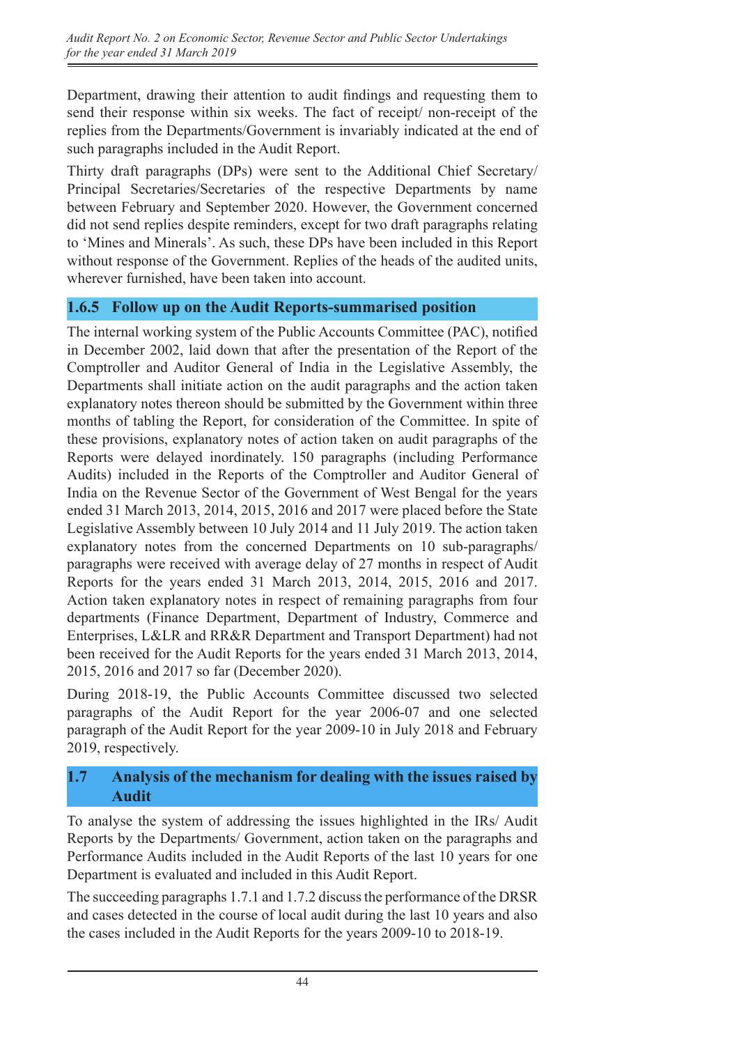Department, drawing their attention to audit findings and requesting them to send their response within six weeks. The fact of receipt/ non-receipt of the replies from the Departments/Government is invariably indicated at the end of such paragraphs included in the Audit Report.

Thirty draft paragraphs (DPs) were sent to the Additional Chief Secretary/ Principal Secretaries/Secretaries of the respective Departments by name between February and September 2020. However, the Government concerned did not send replies despite reminders, except for two draft paragraphs relating to 'Mines and Minerals'. As such, these DPs have been included in this Report without response of the Government. Replies of the heads of the audited units, wherever furnished, have been taken into account.

### 1.6.5 Follow up on the Audit Reports-summarised position

The internal working system of the Public Accounts Committee (PAC), notified in December 2002, laid down that after the presentation of the Report of the Comptroller and Auditor General of India in the Legislative Assembly, the Departments shall initiate action on the audit paragraphs and the action taken explanatory notes thereon should be submitted by the Government within three months of tabling the Report, for consideration of the Committee. In spite of these provisions, explanatory notes of action taken on audit paragraphs of the Reports were delayed inordinately. 150 paragraphs (including Performance Audits) included in the Reports of the Comptroller and Auditor General of India on the Revenue Sector of the Government of West Bengal for the years ended 31 March 2013, 2014, 2015, 2016 and 2017 were placed before the State Legislative Assembly between 10 July 2014 and 11 July 2019. The action taken explanatory notes from the concerned Departments on 10 sub-paragraphs/ paragraphs were received with average delay of 27 months in respect of Audit Reports for the years ended 31 March 2013, 2014, 2015, 2016 and 2017. Action taken explanatory notes in respect of remaining paragraphs from four departments (Finance Department, Department of Industry, Commerce and Enterprises, L&LR and RR&R Department and Transport Department) had not been received for the Audit Reports for the years ended 31 March 2013, 2014, 2015, 2016 and 2017 so far (December 2020).

During 2018-19, the Public Accounts Committee discussed two selected paragraphs of the Audit Report for the year 2006-07 and one selected paragraph of the Audit Report for the year 2009-10 in July 2018 and February 2019, respectively.

## 1.7 Analysis of the mechanism for dealing with the issues raised by Audit

To analyse the system of addressing the issues highlighted in the IRs/ Audit Reports by the Departments/ Government, action taken on the paragraphs and Performance Audits included in the Audit Reports of the last 10 years for one Department is evaluated and included in this Audit Report.

The succeeding paragraphs 1.7.1 and 1.7.2 discuss the performance of the DRSR and cases detected in the course of local audit during the last 10 years and also the cases included in the Audit Reports for the years 2009-10 to 2018-19.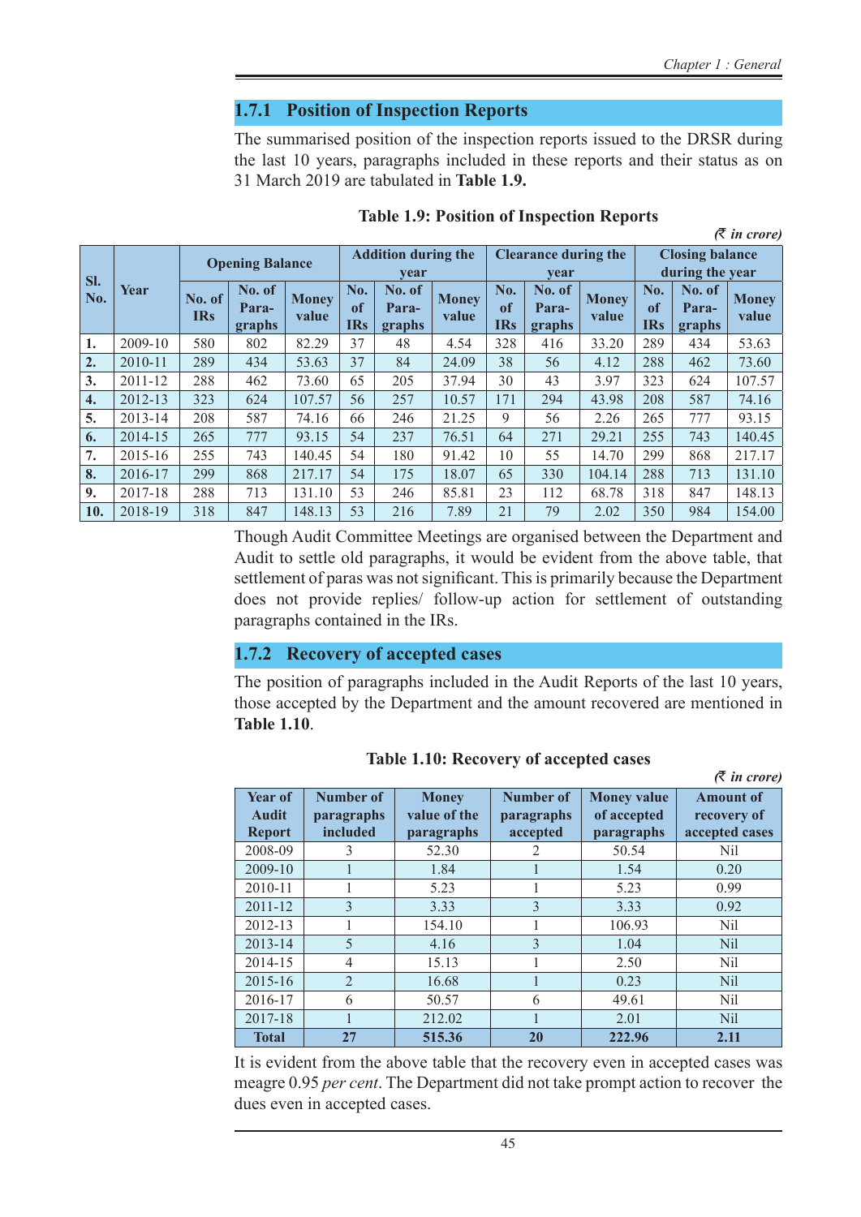### 1.7.1 Position of Inspection Reports

The summarised position of the inspection reports issued to the DRSR during the last 10 years, paragraphs included in these reports and their status as on 31 March 2019 are tabulated in **Table 1.9.**

**Table 1.9: Position of Inspection Reports**

*(₹ in crore)*

| Sl. No. | Year | Opening Balance | | | Addition during the year | | | Clearance during the year | | | Closing balance during the year | | |
|---|---|---|---|---|---|---|---|---|---|---|---|---|---|
| | | No. of IRs | No. of Paragraphs | Money value | No. of IRs | No. of Paragraphs | Money value | No. of IRs | No. of Paragraphs | Money value | No. of IRs | No. of Paragraphs | Money value |
| **1.** | 2009-10 | 580 | 802 | 82.29 | 37 | 48 | 4.54 | 328 | 416 | 33.20 | 289 | 434 | 53.63 |
| **2.** | 2010-11 | 289 | 434 | 53.63 | 37 | 84 | 24.09 | 38 | 56 | 4.12 | 288 | 462 | 73.60 |
| **3.** | 2011-12 | 288 | 462 | 73.60 | 65 | 205 | 37.94 | 30 | 43 | 3.97 | 323 | 624 | 107.57 |
| **4.** | 2012-13 | 323 | 624 | 107.57 | 56 | 257 | 10.57 | 171 | 294 | 43.98 | 208 | 587 | 74.16 |
| **5.** | 2013-14 | 208 | 587 | 74.16 | 66 | 246 | 21.25 | 9 | 56 | 2.26 | 265 | 777 | 93.15 |
| **6.** | 2014-15 | 265 | 777 | 93.15 | 54 | 237 | 76.51 | 64 | 271 | 29.21 | 255 | 743 | 140.45 |
| **7.** | 2015-16 | 255 | 743 | 140.45 | 54 | 180 | 91.42 | 10 | 55 | 14.70 | 299 | 868 | 217.17 |
| **8.** | 2016-17 | 299 | 868 | 217.17 | 54 | 175 | 18.07 | 65 | 330 | 104.14 | 288 | 713 | 131.10 |
| **9.** | 2017-18 | 288 | 713 | 131.10 | 53 | 246 | 85.81 | 23 | 112 | 68.78 | 318 | 847 | 148.13 |
| **10.** | 2018-19 | 318 | 847 | 148.13 | 53 | 216 | 7.89 | 21 | 79 | 2.02 | 350 | 984 | 154.00 |

Though Audit Committee Meetings are organised between the Department and Audit to settle old paragraphs, it would be evident from the above table, that settlement of paras was not significant. This is primarily because the Department does not provide replies/ follow-up action for settlement of outstanding paragraphs contained in the IRs.

### 1.7.2 Recovery of accepted cases

The position of paragraphs included in the Audit Reports of the last 10 years, those accepted by the Department and the amount recovered are mentioned in **Table 1.10**.

**Table 1.10: Recovery of accepted cases**

*(₹ in crore)*

| Year of Audit Report | Number of paragraphs included | Money value of the paragraphs | Number of paragraphs accepted | Money value of accepted paragraphs | Amount of recovery of accepted cases |
|---|---|---|---|---|---|
| 2008-09 | 3 | 52.30 | 2 | 50.54 | Nil |
| 2009-10 | 1 | 1.84 | 1 | 1.54 | 0.20 |
| 2010-11 | 1 | 5.23 | 1 | 5.23 | 0.99 |
| 2011-12 | 3 | 3.33 | 3 | 3.33 | 0.92 |
| 2012-13 | 1 | 154.10 | 1 | 106.93 | Nil |
| 2013-14 | 5 | 4.16 | 3 | 1.04 | Nil |
| 2014-15 | 4 | 15.13 | 1 | 2.50 | Nil |
| 2015-16 | 2 | 16.68 | 1 | 0.23 | Nil |
| 2016-17 | 6 | 50.57 | 6 | 49.61 | Nil |
| 2017-18 | 1 | 212.02 | 1 | 2.01 | Nil |
| **Total** | **27** | **515.36** | **20** | **222.96** | **2.11** |

It is evident from the above table that the recovery even in accepted cases was meagre 0.95 *per cent*. The Department did not take prompt action to recover the dues even in accepted cases.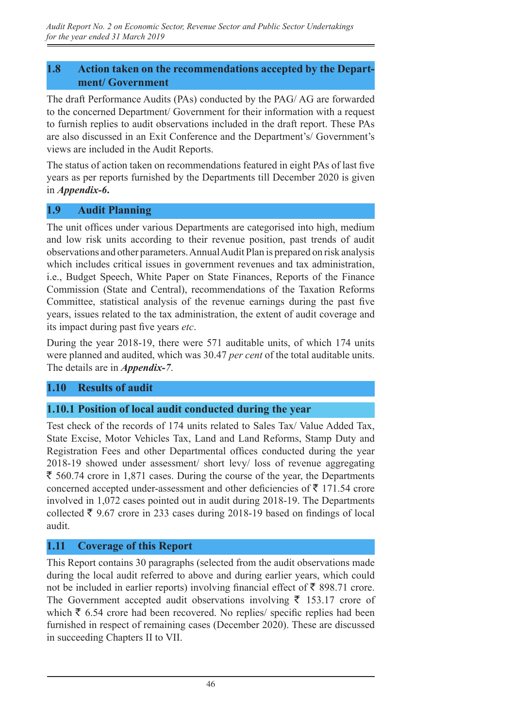## 1.8 Action taken on the recommendations accepted by the Department/ Government

The draft Performance Audits (PAs) conducted by the PAG/ AG are forwarded to the concerned Department/ Government for their information with a request to furnish replies to audit observations included in the draft report. These PAs are also discussed in an Exit Conference and the Department's/ Government's views are included in the Audit Reports.

The status of action taken on recommendations featured in eight PAs of last five years as per reports furnished by the Departments till December 2020 is given in ***Appendix-6***.

## 1.9 Audit Planning

The unit offices under various Departments are categorised into high, medium and low risk units according to their revenue position, past trends of audit observations and other parameters. Annual Audit Plan is prepared on risk analysis which includes critical issues in government revenues and tax administration, i.e., Budget Speech, White Paper on State Finances, Reports of the Finance Commission (State and Central), recommendations of the Taxation Reforms Committee, statistical analysis of the revenue earnings during the past five years, issues related to the tax administration, the extent of audit coverage and its impact during past five years *etc*.

During the year 2018-19, there were 571 auditable units, of which 174 units were planned and audited, which was 30.47 *per cent* of the total auditable units. The details are in ***Appendix-7***.

## 1.10 Results of audit

### 1.10.1 Position of local audit conducted during the year

Test check of the records of 174 units related to Sales Tax/ Value Added Tax, State Excise, Motor Vehicles Tax, Land and Land Reforms, Stamp Duty and Registration Fees and other Departmental offices conducted during the year 2018-19 showed under assessment/ short levy/ loss of revenue aggregating ₹ 560.74 crore in 1,871 cases. During the course of the year, the Departments concerned accepted under-assessment and other deficiencies of ₹ 171.54 crore involved in 1,072 cases pointed out in audit during 2018-19. The Departments collected ₹ 9.67 crore in 233 cases during 2018-19 based on findings of local audit.

## 1.11 Coverage of this Report

This Report contains 30 paragraphs (selected from the audit observations made during the local audit referred to above and during earlier years, which could not be included in earlier reports) involving financial effect of ₹ 898.71 crore. The Government accepted audit observations involving ₹ 153.17 crore of which ₹ 6.54 crore had been recovered. No replies/ specific replies had been furnished in respect of remaining cases (December 2020). These are discussed in succeeding Chapters II to VII.